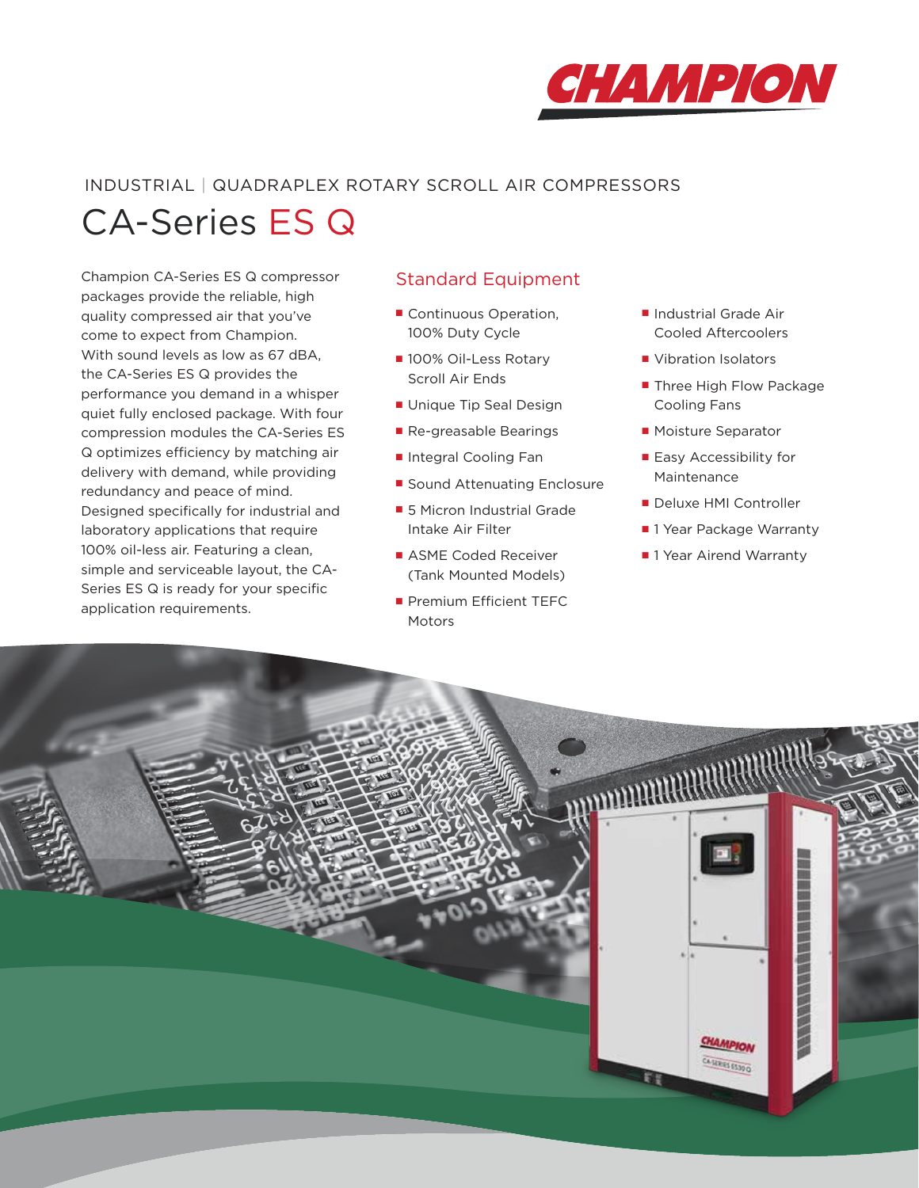CHAMPION

INDUSTRIAL | QUADRAPLEX ROTARY SCROLL AIR COMPRESSORS

# CA-Series ES Q

Champion CA-Series ES Q compressor packages provide the reliable, high quality compressed air that you've come to expect from Champion. With sound levels as low as 67 dBA, the CA-Series ES Q provides the performance you demand in a whisper quiet fully enclosed package. With four compression modules the CA-Series ES Q optimizes efficiency by matching air delivery with demand, while providing redundancy and peace of mind. Designed specifically for industrial and laboratory applications that require 100% oil-less air. Featuring a clean, simple and serviceable layout, the CA-Series ES Q is ready for your specific application requirements.

## Standard Equipment

- Continuous Operation, 100% Duty Cycle
- 100% Oil-Less Rotary Scroll Air Ends
- Unique Tip Seal Design
- Re-greasable Bearings
- Integral Cooling Fan
- Sound Attenuating Enclosure
- 5 Micron Industrial Grade Intake Air Filter
- ASME Coded Receiver (Tank Mounted Models)
- Premium Efficient TEFC Motors
- Industrial Grade Air Cooled Aftercoolers
- Vibration Isolators
- Three High Flow Package Cooling Fans
- Moisture Separator
- Easy Accessibility for Maintenance
- Deluxe HMI Controller
- 1 Year Package Warranty
- 1 Year Airend Warranty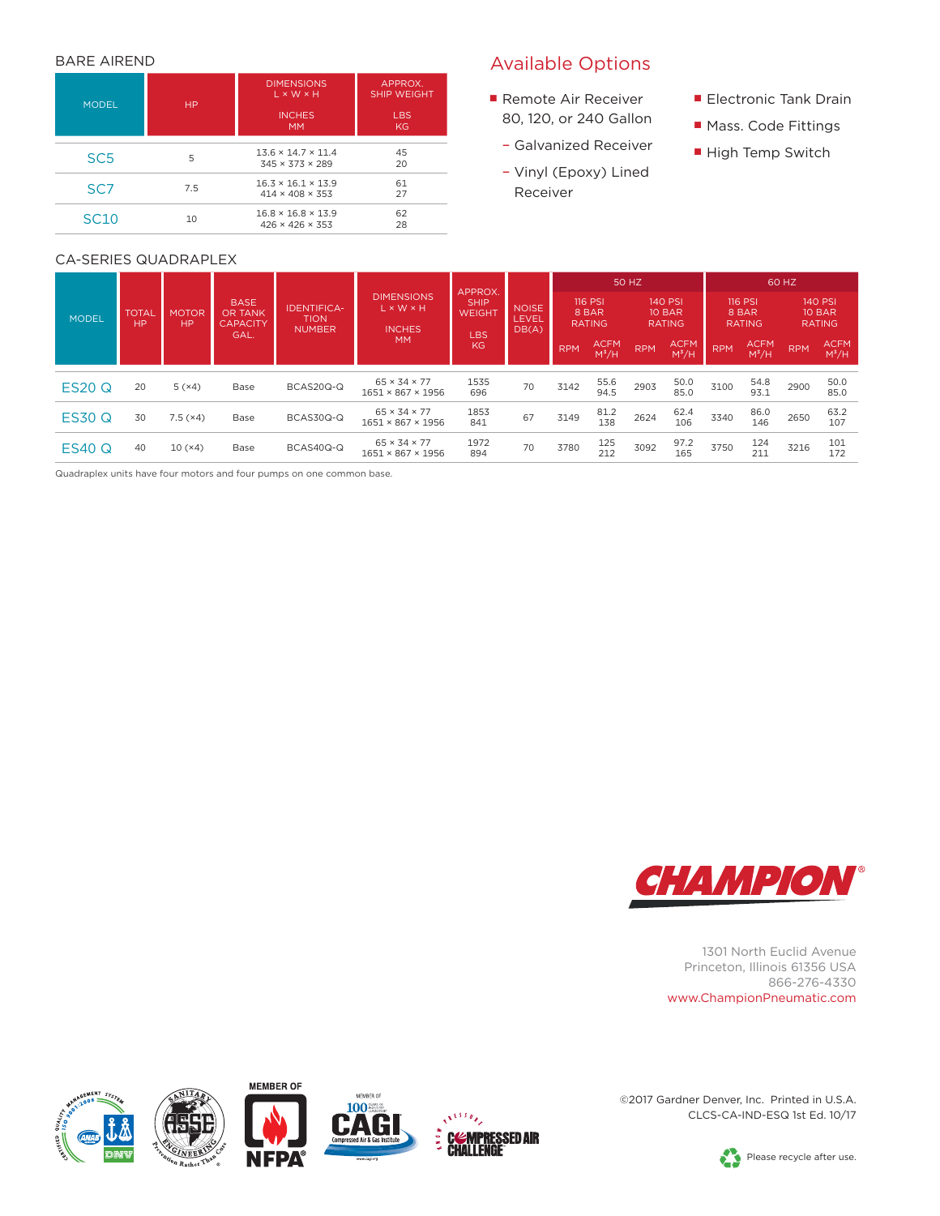## BARE AIREND

| MODEL | HP | DIMENSIONS L × W × H INCHES MM | APPROX. SHIP WEIGHT LBS KG |
|---|---|---|---|
| SC5 | 5 | 13.6 × 14.7 × 11.4<br>345 × 373 × 289 | 45<br>20 |
| SC7 | 7.5 | 16.3 × 16.1 × 13.9<br>414 × 408 × 353 | 61<br>27 |
| SC10 | 10 | 16.8 × 16.8 × 13.9<br>426 × 426 × 353 | 62<br>28 |

## Available Options

- Remote Air Receiver 80, 120, or 240 Gallon
  - Galvanized Receiver
  - Vinyl (Epoxy) Lined Receiver
- Electronic Tank Drain
- Mass. Code Fittings
- High Temp Switch

## CA-SERIES QUADRAPLEX

| MODEL | TOTAL HP | MOTOR HP | BASE OR TANK CAPACITY GAL. | IDENTIFICATION NUMBER | DIMENSIONS L × W × H INCHES MM | APPROX. SHIP WEIGHT LBS KG | NOISE LEVEL DB(A) | 50 HZ | | | | 60 HZ | | | |
|---|---|---|---|---|---|---|---|---|---|---|---|---|---|---|---|
| | | | | | | | | 116 PSI 8 BAR RATING | | 140 PSI 10 BAR RATING | | 116 PSI 8 BAR RATING | | 140 PSI 10 BAR RATING | |
| | | | | | | | | RPM | ACFM M³/H | RPM | ACFM M³/H | RPM | ACFM M³/H | RPM | ACFM M³/H |
| ES20 Q | 20 | 5 (×4) | Base | BCAS20Q-Q | 65 × 34 × 77<br>1651 × 867 × 1956 | 1535<br>696 | 70 | 3142 | 55.6<br>94.5 | 2903 | 50.0<br>85.0 | 3100 | 54.8<br>93.1 | 2900 | 50.0<br>85.0 |
| ES30 Q | 30 | 7.5 (×4) | Base | BCAS30Q-Q | 65 × 34 × 77<br>1651 × 867 × 1956 | 1853<br>841 | 67 | 3149 | 81.2<br>138 | 2624 | 62.4<br>106 | 3340 | 86.0<br>146 | 2650 | 63.2<br>107 |
| ES40 Q | 40 | 10 (×4) | Base | BCAS40Q-Q | 65 × 34 × 77<br>1651 × 867 × 1956 | 1972<br>894 | 70 | 3780 | 125<br>212 | 3092 | 97.2<br>165 | 3750 | 124<br>211 | 3216 | 101<br>172 |

Quadraplex units have four motors and four pumps on one common base.

CHAMPION®

1301 North Euclid Avenue
Princeton, Illinois 61356 USA
866-276-4330
www.ChampionPneumatic.com

©2017 Gardner Denver, Inc. Printed in U.S.A.
CLCS-CA-IND-ESQ 1st Ed. 10/17

Please recycle after use.